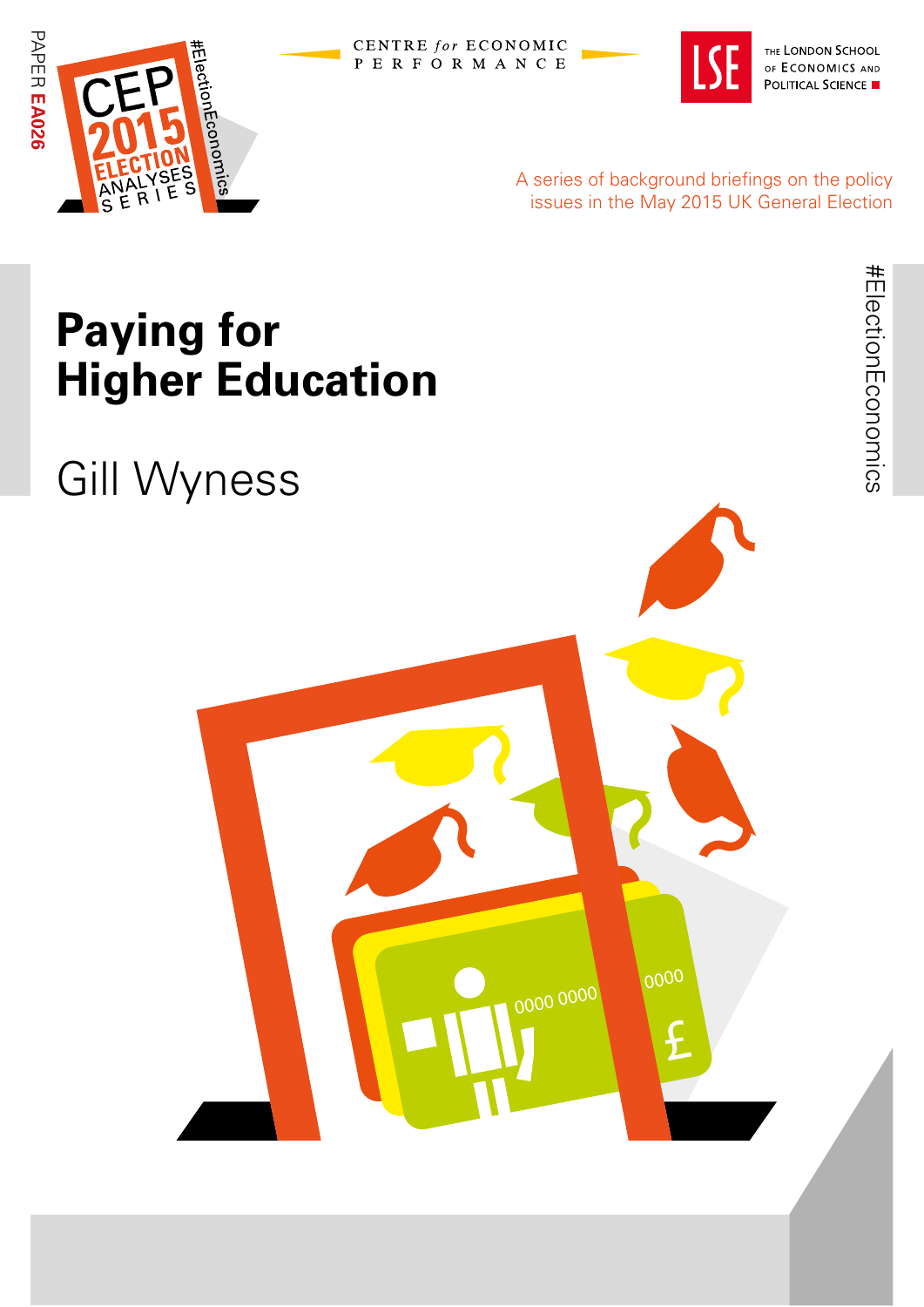PAPER **EA026**

CEP 2015 ELECTION ANALYSES SERIES #ElectionEconomics

CENTRE *for* ECONOMIC PERFORMANCE

THE LONDON SCHOOL OF ECONOMICS AND POLITICAL SCIENCE

A series of background briefings on the policy issues in the May 2015 UK General Election

# Paying for Higher Education

Gill Wyness

#ElectionEconomics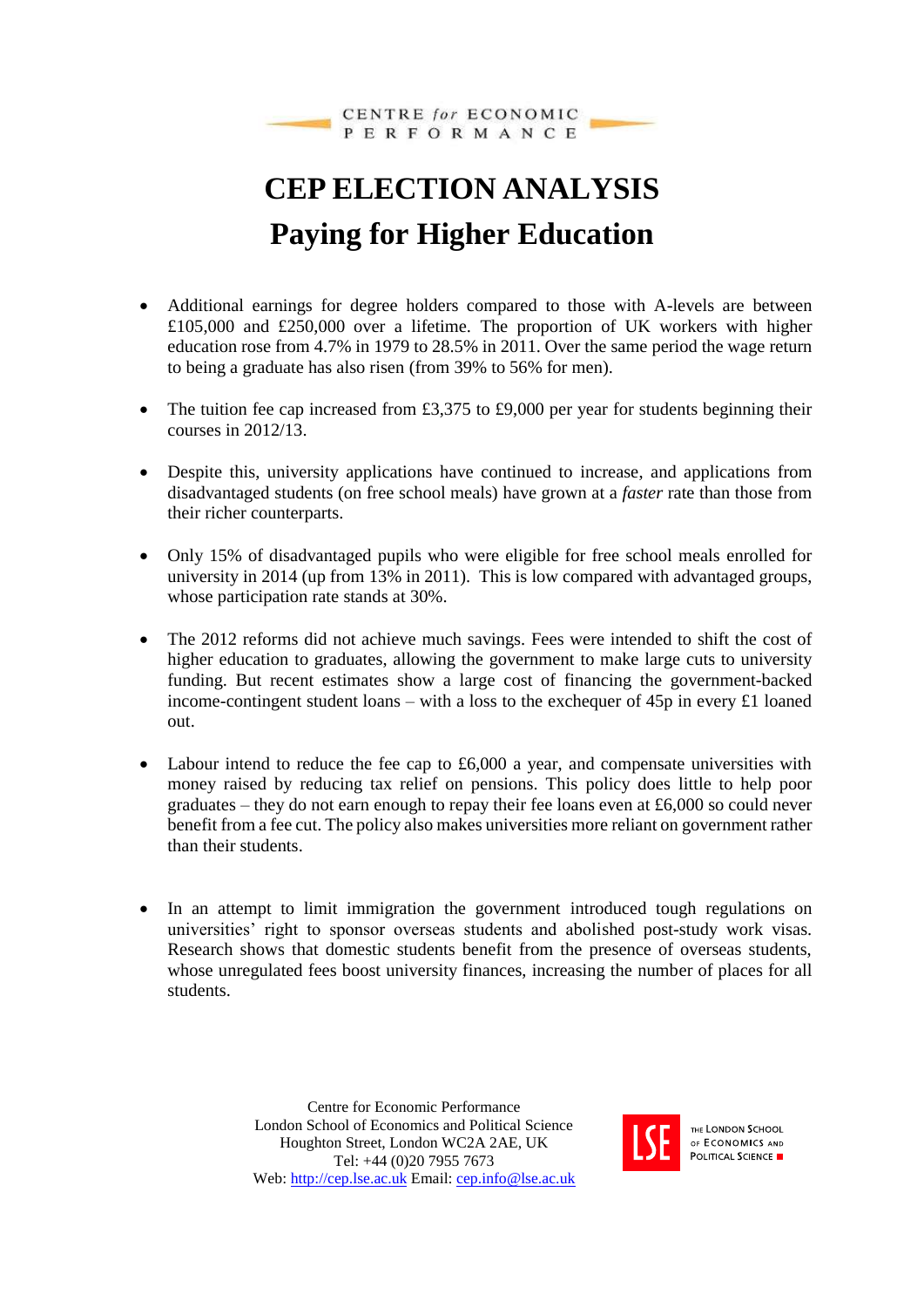CENTRE *for* ECONOMIC PERFORMANCE

# CEP ELECTION ANALYSIS

# Paying for Higher Education

- Additional earnings for degree holders compared to those with A-levels are between £105,000 and £250,000 over a lifetime. The proportion of UK workers with higher education rose from 4.7% in 1979 to 28.5% in 2011. Over the same period the wage return to being a graduate has also risen (from 39% to 56% for men).
- The tuition fee cap increased from £3,375 to £9,000 per year for students beginning their courses in 2012/13.
- Despite this, university applications have continued to increase, and applications from disadvantaged students (on free school meals) have grown at a *faster* rate than those from their richer counterparts.
- Only 15% of disadvantaged pupils who were eligible for free school meals enrolled for university in 2014 (up from 13% in 2011). This is low compared with advantaged groups, whose participation rate stands at 30%.
- The 2012 reforms did not achieve much savings. Fees were intended to shift the cost of higher education to graduates, allowing the government to make large cuts to university funding. But recent estimates show a large cost of financing the government-backed income-contingent student loans – with a loss to the exchequer of 45p in every £1 loaned out.
- Labour intend to reduce the fee cap to £6,000 a year, and compensate universities with money raised by reducing tax relief on pensions. This policy does little to help poor graduates – they do not earn enough to repay their fee loans even at £6,000 so could never benefit from a fee cut. The policy also makes universities more reliant on government rather than their students.
- In an attempt to limit immigration the government introduced tough regulations on universities' right to sponsor overseas students and abolished post-study work visas. Research shows that domestic students benefit from the presence of overseas students, whose unregulated fees boost university finances, increasing the number of places for all students.

Centre for Economic Performance
London School of Economics and Political Science
Houghton Street, London WC2A 2AE, UK
Tel: +44 (0)20 7955 7673
Web: http://cep.lse.ac.uk Email: cep.info@lse.ac.uk

THE LONDON SCHOOL OF ECONOMICS AND POLITICAL SCIENCE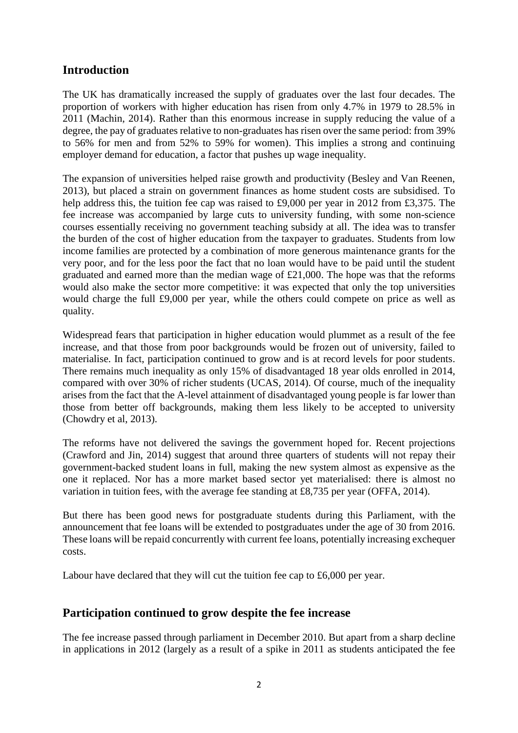## Introduction

The UK has dramatically increased the supply of graduates over the last four decades. The proportion of workers with higher education has risen from only 4.7% in 1979 to 28.5% in 2011 (Machin, 2014). Rather than this enormous increase in supply reducing the value of a degree, the pay of graduates relative to non-graduates has risen over the same period: from 39% to 56% for men and from 52% to 59% for women). This implies a strong and continuing employer demand for education, a factor that pushes up wage inequality.

The expansion of universities helped raise growth and productivity (Besley and Van Reenen, 2013), but placed a strain on government finances as home student costs are subsidised. To help address this, the tuition fee cap was raised to £9,000 per year in 2012 from £3,375. The fee increase was accompanied by large cuts to university funding, with some non-science courses essentially receiving no government teaching subsidy at all. The idea was to transfer the burden of the cost of higher education from the taxpayer to graduates. Students from low income families are protected by a combination of more generous maintenance grants for the very poor, and for the less poor the fact that no loan would have to be paid until the student graduated and earned more than the median wage of £21,000. The hope was that the reforms would also make the sector more competitive: it was expected that only the top universities would charge the full £9,000 per year, while the others could compete on price as well as quality.

Widespread fears that participation in higher education would plummet as a result of the fee increase, and that those from poor backgrounds would be frozen out of university, failed to materialise. In fact, participation continued to grow and is at record levels for poor students. There remains much inequality as only 15% of disadvantaged 18 year olds enrolled in 2014, compared with over 30% of richer students (UCAS, 2014). Of course, much of the inequality arises from the fact that the A-level attainment of disadvantaged young people is far lower than those from better off backgrounds, making them less likely to be accepted to university (Chowdry et al, 2013).

The reforms have not delivered the savings the government hoped for. Recent projections (Crawford and Jin, 2014) suggest that around three quarters of students will not repay their government-backed student loans in full, making the new system almost as expensive as the one it replaced. Nor has a more market based sector yet materialised: there is almost no variation in tuition fees, with the average fee standing at £8,735 per year (OFFA, 2014).

But there has been good news for postgraduate students during this Parliament, with the announcement that fee loans will be extended to postgraduates under the age of 30 from 2016. These loans will be repaid concurrently with current fee loans, potentially increasing exchequer costs.

Labour have declared that they will cut the tuition fee cap to £6,000 per year.

## Participation continued to grow despite the fee increase

The fee increase passed through parliament in December 2010. But apart from a sharp decline in applications in 2012 (largely as a result of a spike in 2011 as students anticipated the fee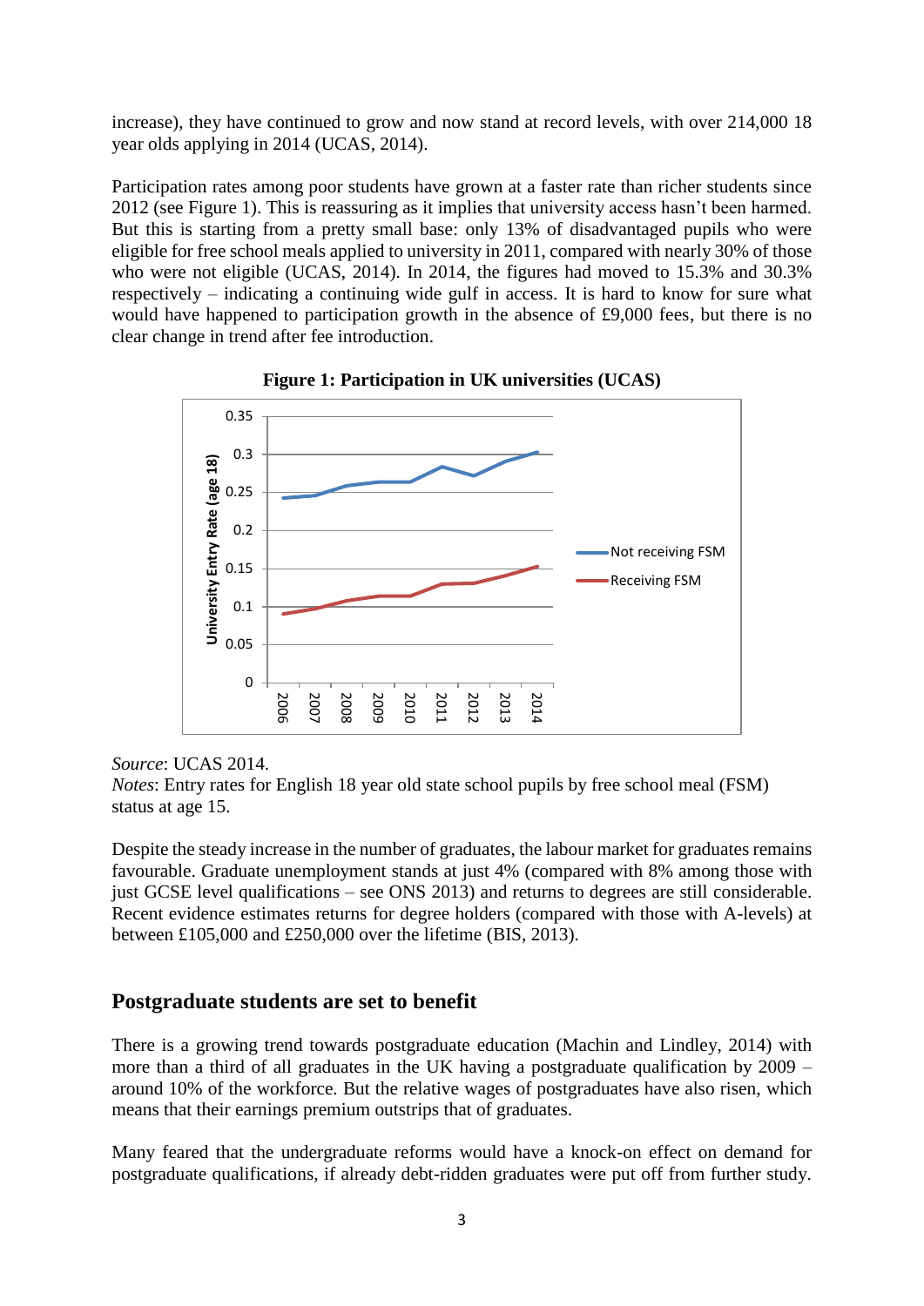increase), they have continued to grow and now stand at record levels, with over 214,000 18 year olds applying in 2014 (UCAS, 2014).

Participation rates among poor students have grown at a faster rate than richer students since 2012 (see Figure 1). This is reassuring as it implies that university access hasn't been harmed. But this is starting from a pretty small base: only 13% of disadvantaged pupils who were eligible for free school meals applied to university in 2011, compared with nearly 30% of those who were not eligible (UCAS, 2014). In 2014, the figures had moved to 15.3% and 30.3% respectively – indicating a continuing wide gulf in access. It is hard to know for sure what would have happened to participation growth in the absence of £9,000 fees, but there is no clear change in trend after fee introduction.

**Figure 1: Participation in UK universities (UCAS)**

University Entry Rate (age 18)
0.35
0.3
0.25
0.2
0.15
0.1
0.05
0
2006
2007
2008
2009
2010
2011
2012
2013
2014
Not receiving FSM
Receiving FSM

*Source*: UCAS 2014.
*Notes*: Entry rates for English 18 year old state school pupils by free school meal (FSM) status at age 15.

Despite the steady increase in the number of graduates, the labour market for graduates remains favourable. Graduate unemployment stands at just 4% (compared with 8% among those with just GCSE level qualifications – see ONS 2013) and returns to degrees are still considerable. Recent evidence estimates returns for degree holders (compared with those with A-levels) at between £105,000 and £250,000 over the lifetime (BIS, 2013).

## Postgraduate students are set to benefit

There is a growing trend towards postgraduate education (Machin and Lindley, 2014) with more than a third of all graduates in the UK having a postgraduate qualification by 2009 – around 10% of the workforce. But the relative wages of postgraduates have also risen, which means that their earnings premium outstrips that of graduates.

Many feared that the undergraduate reforms would have a knock-on effect on demand for postgraduate qualifications, if already debt-ridden graduates were put off from further study.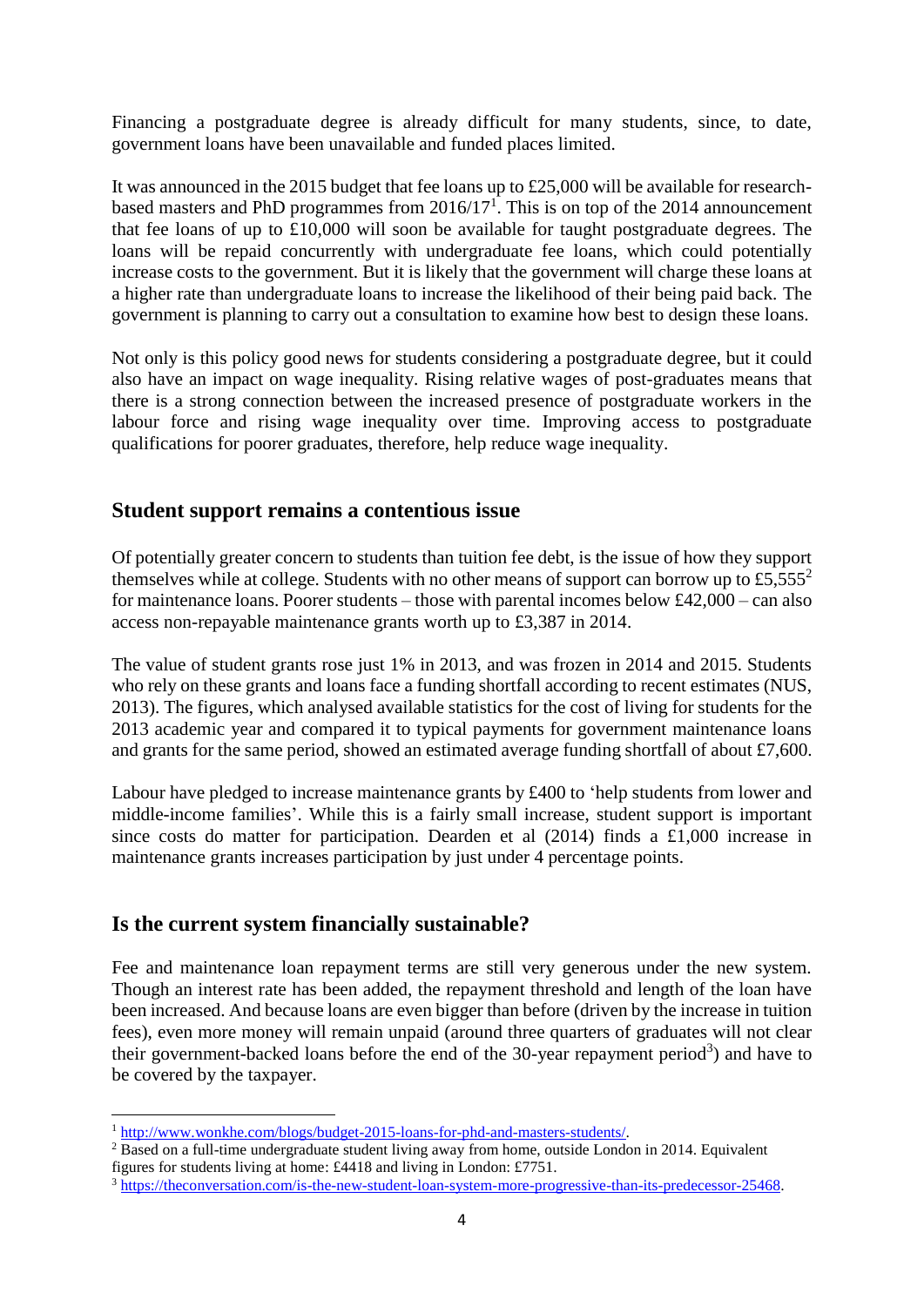Financing a postgraduate degree is already difficult for many students, since, to date, government loans have been unavailable and funded places limited.

It was announced in the 2015 budget that fee loans up to £25,000 will be available for research-based masters and PhD programmes from 2016/17[1]. This is on top of the 2014 announcement that fee loans of up to £10,000 will soon be available for taught postgraduate degrees. The loans will be repaid concurrently with undergraduate fee loans, which could potentially increase costs to the government. But it is likely that the government will charge these loans at a higher rate than undergraduate loans to increase the likelihood of their being paid back. The government is planning to carry out a consultation to examine how best to design these loans.

Not only is this policy good news for students considering a postgraduate degree, but it could also have an impact on wage inequality. Rising relative wages of post-graduates means that there is a strong connection between the increased presence of postgraduate workers in the labour force and rising wage inequality over time. Improving access to postgraduate qualifications for poorer graduates, therefore, help reduce wage inequality.

## Student support remains a contentious issue

Of potentially greater concern to students than tuition fee debt, is the issue of how they support themselves while at college. Students with no other means of support can borrow up to £5,555[2] for maintenance loans. Poorer students – those with parental incomes below £42,000 – can also access non-repayable maintenance grants worth up to £3,387 in 2014.

The value of student grants rose just 1% in 2013, and was frozen in 2014 and 2015. Students who rely on these grants and loans face a funding shortfall according to recent estimates (NUS, 2013). The figures, which analysed available statistics for the cost of living for students for the 2013 academic year and compared it to typical payments for government maintenance loans and grants for the same period, showed an estimated average funding shortfall of about £7,600.

Labour have pledged to increase maintenance grants by £400 to 'help students from lower and middle-income families'. While this is a fairly small increase, student support is important since costs do matter for participation. Dearden et al (2014) finds a £1,000 increase in maintenance grants increases participation by just under 4 percentage points.

## Is the current system financially sustainable?

Fee and maintenance loan repayment terms are still very generous under the new system. Though an interest rate has been added, the repayment threshold and length of the loan have been increased. And because loans are even bigger than before (driven by the increase in tuition fees), even more money will remain unpaid (around three quarters of graduates will not clear their government-backed loans before the end of the 30-year repayment period[3]) and have to be covered by the taxpayer.

---

[1] http://www.wonkhe.com/blogs/budget-2015-loans-for-phd-and-masters-students/.

[2] Based on a full-time undergraduate student living away from home, outside London in 2014. Equivalent figures for students living at home: £4418 and living in London: £7751.

[3] https://theconversation.com/is-the-new-student-loan-system-more-progressive-than-its-predecessor-25468.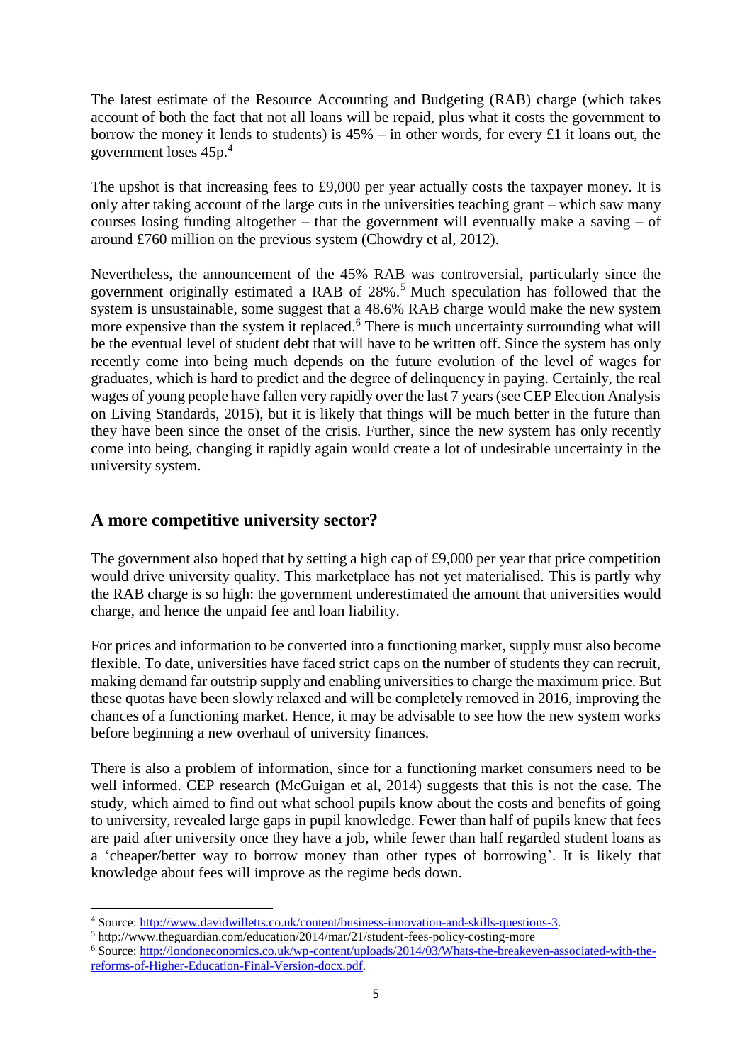The latest estimate of the Resource Accounting and Budgeting (RAB) charge (which takes account of both the fact that not all loans will be repaid, plus what it costs the government to borrow the money it lends to students) is 45% – in other words, for every £1 it loans out, the government loses 45p.[4]

The upshot is that increasing fees to £9,000 per year actually costs the taxpayer money. It is only after taking account of the large cuts in the universities teaching grant – which saw many courses losing funding altogether – that the government will eventually make a saving – of around £760 million on the previous system (Chowdry et al, 2012).

Nevertheless, the announcement of the 45% RAB was controversial, particularly since the government originally estimated a RAB of 28%.[5] Much speculation has followed that the system is unsustainable, some suggest that a 48.6% RAB charge would make the new system more expensive than the system it replaced.[6] There is much uncertainty surrounding what will be the eventual level of student debt that will have to be written off. Since the system has only recently come into being much depends on the future evolution of the level of wages for graduates, which is hard to predict and the degree of delinquency in paying. Certainly, the real wages of young people have fallen very rapidly over the last 7 years (see CEP Election Analysis on Living Standards, 2015), but it is likely that things will be much better in the future than they have been since the onset of the crisis. Further, since the new system has only recently come into being, changing it rapidly again would create a lot of undesirable uncertainty in the university system.

## A more competitive university sector?

The government also hoped that by setting a high cap of £9,000 per year that price competition would drive university quality. This marketplace has not yet materialised. This is partly why the RAB charge is so high: the government underestimated the amount that universities would charge, and hence the unpaid fee and loan liability.

For prices and information to be converted into a functioning market, supply must also become flexible. To date, universities have faced strict caps on the number of students they can recruit, making demand far outstrip supply and enabling universities to charge the maximum price. But these quotas have been slowly relaxed and will be completely removed in 2016, improving the chances of a functioning market. Hence, it may be advisable to see how the new system works before beginning a new overhaul of university finances.

There is also a problem of information, since for a functioning market consumers need to be well informed. CEP research (McGuigan et al, 2014) suggests that this is not the case. The study, which aimed to find out what school pupils know about the costs and benefits of going to university, revealed large gaps in pupil knowledge. Fewer than half of pupils knew that fees are paid after university once they have a job, while fewer than half regarded student loans as a 'cheaper/better way to borrow money than other types of borrowing'. It is likely that knowledge about fees will improve as the regime beds down.

---

[4] Source: http://www.davidwilletts.co.uk/content/business-innovation-and-skills-questions-3.

[5] http://www.theguardian.com/education/2014/mar/21/student-fees-policy-costing-more

[6] Source: http://londoneconomics.co.uk/wp-content/uploads/2014/03/Whats-the-breakeven-associated-with-the-reforms-of-Higher-Education-Final-Version-docx.pdf.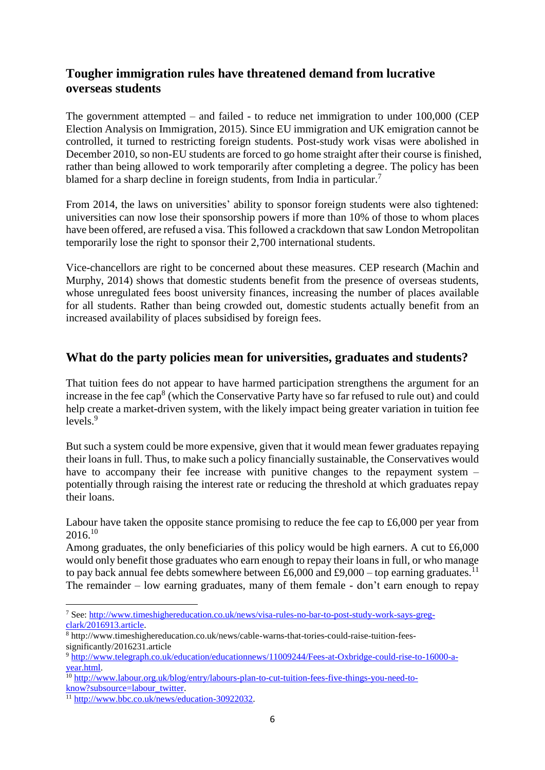## Tougher immigration rules have threatened demand from lucrative overseas students

The government attempted – and failed - to reduce net immigration to under 100,000 (CEP Election Analysis on Immigration, 2015). Since EU immigration and UK emigration cannot be controlled, it turned to restricting foreign students. Post-study work visas were abolished in December 2010, so non-EU students are forced to go home straight after their course is finished, rather than being allowed to work temporarily after completing a degree. The policy has been blamed for a sharp decline in foreign students, from India in particular.[7]

From 2014, the laws on universities' ability to sponsor foreign students were also tightened: universities can now lose their sponsorship powers if more than 10% of those to whom places have been offered, are refused a visa. This followed a crackdown that saw London Metropolitan temporarily lose the right to sponsor their 2,700 international students.

Vice-chancellors are right to be concerned about these measures. CEP research (Machin and Murphy, 2014) shows that domestic students benefit from the presence of overseas students, whose unregulated fees boost university finances, increasing the number of places available for all students. Rather than being crowded out, domestic students actually benefit from an increased availability of places subsidised by foreign fees.

## What do the party policies mean for universities, graduates and students?

That tuition fees do not appear to have harmed participation strengthens the argument for an increase in the fee cap[8] (which the Conservative Party have so far refused to rule out) and could help create a market-driven system, with the likely impact being greater variation in tuition fee levels.[9]

But such a system could be more expensive, given that it would mean fewer graduates repaying their loans in full. Thus, to make such a policy financially sustainable, the Conservatives would have to accompany their fee increase with punitive changes to the repayment system – potentially through raising the interest rate or reducing the threshold at which graduates repay their loans.

Labour have taken the opposite stance promising to reduce the fee cap to £6,000 per year from 2016.[10]
Among graduates, the only beneficiaries of this policy would be high earners. A cut to £6,000 would only benefit those graduates who earn enough to repay their loans in full, or who manage to pay back annual fee debts somewhere between £6,000 and £9,000 – top earning graduates.[11] The remainder – low earning graduates, many of them female - don't earn enough to repay

---

[7] See: http://www.timeshighereducation.co.uk/news/visa-rules-no-bar-to-post-study-work-says-greg-clark/2016913.article.

[8] http://www.timeshighereducation.co.uk/news/cable-warns-that-tories-could-raise-tuition-fees-significantly/2016231.article

[9] http://www.telegraph.co.uk/education/educationnews/11009244/Fees-at-Oxbridge-could-rise-to-16000-a-year.html.

[10] http://www.labour.org.uk/blog/entry/labours-plan-to-cut-tuition-fees-five-things-you-need-to-know?subsource=labour_twitter.

[11] http://www.bbc.co.uk/news/education-30922032.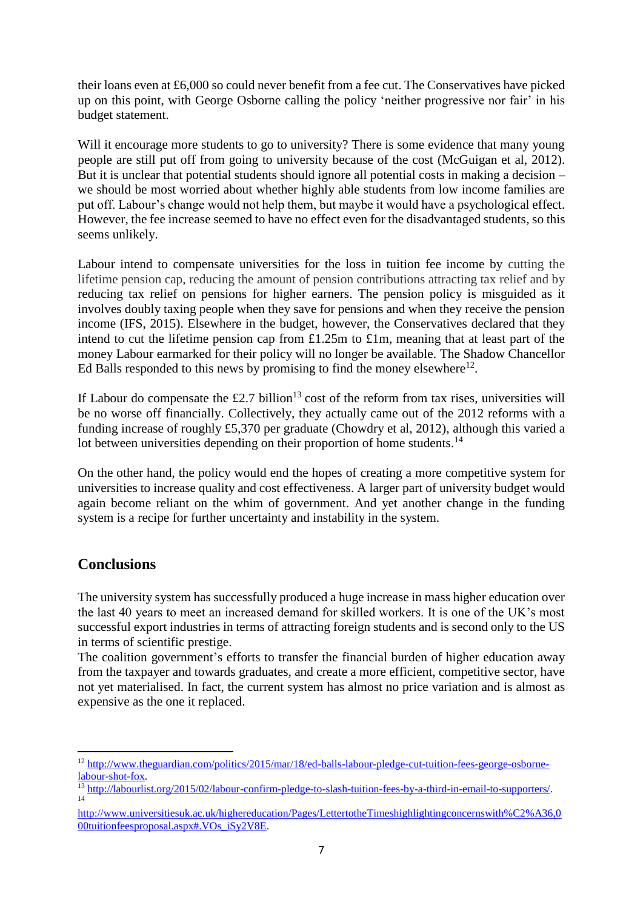their loans even at £6,000 so could never benefit from a fee cut. The Conservatives have picked up on this point, with George Osborne calling the policy 'neither progressive nor fair' in his budget statement.

Will it encourage more students to go to university? There is some evidence that many young people are still put off from going to university because of the cost (McGuigan et al, 2012). But it is unclear that potential students should ignore all potential costs in making a decision – we should be most worried about whether highly able students from low income families are put off. Labour's change would not help them, but maybe it would have a psychological effect. However, the fee increase seemed to have no effect even for the disadvantaged students, so this seems unlikely.

Labour intend to compensate universities for the loss in tuition fee income by cutting the lifetime pension cap, reducing the amount of pension contributions attracting tax relief and by reducing tax relief on pensions for higher earners. The pension policy is misguided as it involves doubly taxing people when they save for pensions and when they receive the pension income (IFS, 2015). Elsewhere in the budget, however, the Conservatives declared that they intend to cut the lifetime pension cap from £1.25m to £1m, meaning that at least part of the money Labour earmarked for their policy will no longer be available. The Shadow Chancellor Ed Balls responded to this news by promising to find the money elsewhere[12].

If Labour do compensate the £2.7 billion[13] cost of the reform from tax rises, universities will be no worse off financially. Collectively, they actually came out of the 2012 reforms with a funding increase of roughly £5,370 per graduate (Chowdry et al, 2012), although this varied a lot between universities depending on their proportion of home students.[14]

On the other hand, the policy would end the hopes of creating a more competitive system for universities to increase quality and cost effectiveness. A larger part of university budget would again become reliant on the whim of government. And yet another change in the funding system is a recipe for further uncertainty and instability in the system.

## Conclusions

The university system has successfully produced a huge increase in mass higher education over the last 40 years to meet an increased demand for skilled workers. It is one of the UK's most successful export industries in terms of attracting foreign students and is second only to the US in terms of scientific prestige.

The coalition government's efforts to transfer the financial burden of higher education away from the taxpayer and towards graduates, and create a more efficient, competitive sector, have not yet materialised. In fact, the current system has almost no price variation and is almost as expensive as the one it replaced.

[12] http://www.theguardian.com/politics/2015/mar/18/ed-balls-labour-pledge-cut-tuition-fees-george-osborne-labour-shot-fox.

[13] http://labourlist.org/2015/02/labour-confirm-pledge-to-slash-tuition-fees-by-a-third-in-email-to-supporters/.

[14] http://www.universitiesuk.ac.uk/highereducation/Pages/LettertotheTimeshighlightingconcernswith%C2%A36,000tuitionfeesproposal.aspx#.VOs_iSy2V8E.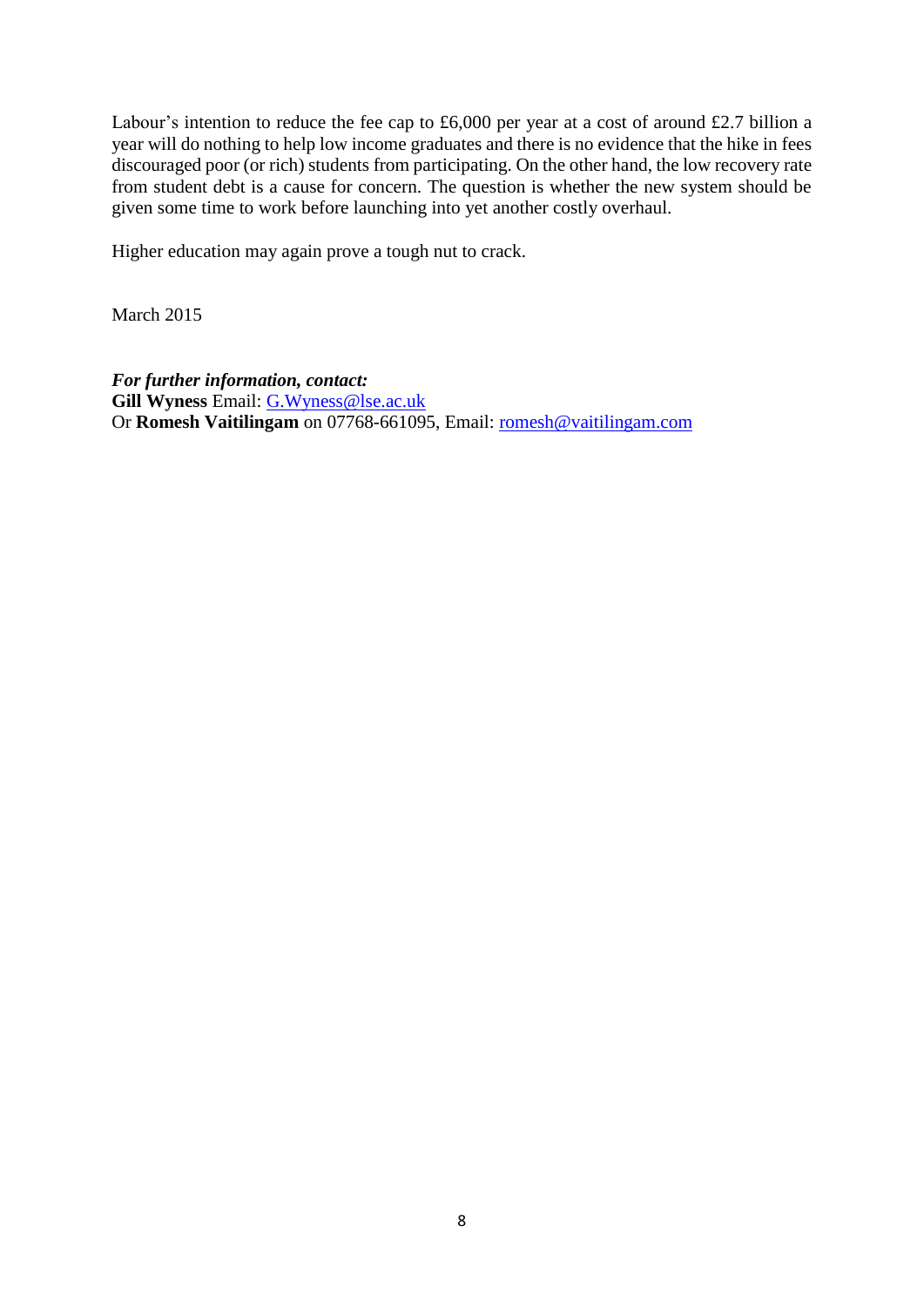Labour's intention to reduce the fee cap to £6,000 per year at a cost of around £2.7 billion a year will do nothing to help low income graduates and there is no evidence that the hike in fees discouraged poor (or rich) students from participating. On the other hand, the low recovery rate from student debt is a cause for concern. The question is whether the new system should be given some time to work before launching into yet another costly overhaul.

Higher education may again prove a tough nut to crack.

March 2015

***For further information, contact:***
**Gill Wyness** Email: G.Wyness@lse.ac.uk
Or **Romesh Vaitilingam** on 07768-661095, Email: romesh@vaitilingam.com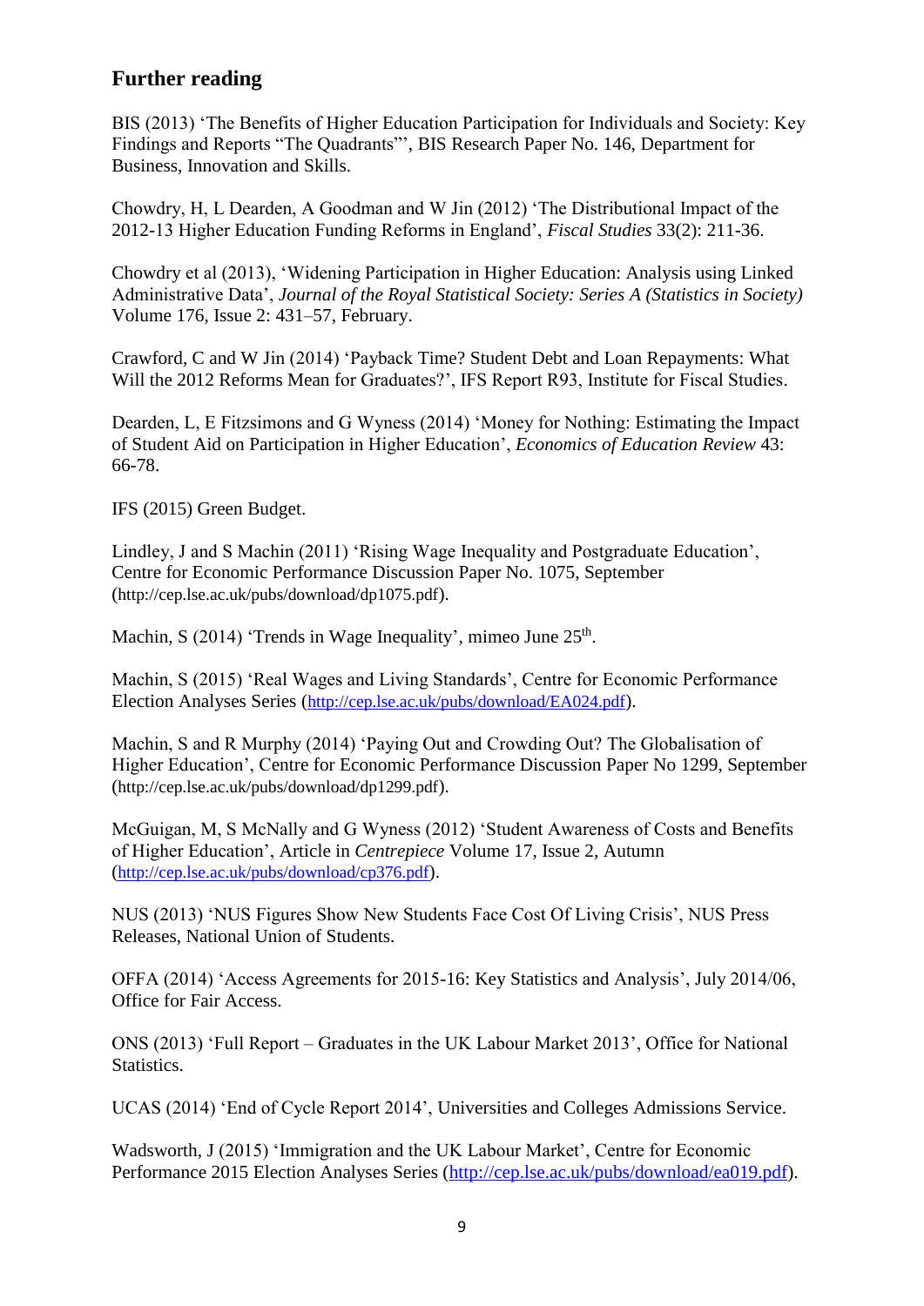## Further reading

BIS (2013) 'The Benefits of Higher Education Participation for Individuals and Society: Key Findings and Reports "The Quadrants"', BIS Research Paper No. 146, Department for Business, Innovation and Skills.

Chowdry, H, L Dearden, A Goodman and W Jin (2012) 'The Distributional Impact of the 2012-13 Higher Education Funding Reforms in England', *Fiscal Studies* 33(2): 211-36.

Chowdry et al (2013), 'Widening Participation in Higher Education: Analysis using Linked Administrative Data', *Journal of the Royal Statistical Society: Series A (Statistics in Society)* Volume 176, Issue 2: 431–57, February.

Crawford, C and W Jin (2014) 'Payback Time? Student Debt and Loan Repayments: What Will the 2012 Reforms Mean for Graduates?', IFS Report R93, Institute for Fiscal Studies.

Dearden, L, E Fitzsimons and G Wyness (2014) 'Money for Nothing: Estimating the Impact of Student Aid on Participation in Higher Education', *Economics of Education Review* 43: 66-78.

IFS (2015) Green Budget.

Lindley, J and S Machin (2011) 'Rising Wage Inequality and Postgraduate Education', Centre for Economic Performance Discussion Paper No. 1075, September (http://cep.lse.ac.uk/pubs/download/dp1075.pdf).

Machin, S (2014) 'Trends in Wage Inequality', mimeo June 25th.

Machin, S (2015) 'Real Wages and Living Standards', Centre for Economic Performance Election Analyses Series (http://cep.lse.ac.uk/pubs/download/EA024.pdf).

Machin, S and R Murphy (2014) 'Paying Out and Crowding Out? The Globalisation of Higher Education', Centre for Economic Performance Discussion Paper No 1299, September (http://cep.lse.ac.uk/pubs/download/dp1299.pdf).

McGuigan, M, S McNally and G Wyness (2012) 'Student Awareness of Costs and Benefits of Higher Education', Article in *Centrepiece* Volume 17, Issue 2, Autumn (http://cep.lse.ac.uk/pubs/download/cp376.pdf).

NUS (2013) 'NUS Figures Show New Students Face Cost Of Living Crisis', NUS Press Releases, National Union of Students.

OFFA (2014) 'Access Agreements for 2015-16: Key Statistics and Analysis', July 2014/06, Office for Fair Access.

ONS (2013) 'Full Report – Graduates in the UK Labour Market 2013', Office for National Statistics.

UCAS (2014) 'End of Cycle Report 2014', Universities and Colleges Admissions Service.

Wadsworth, J (2015) 'Immigration and the UK Labour Market', Centre for Economic Performance 2015 Election Analyses Series (http://cep.lse.ac.uk/pubs/download/ea019.pdf).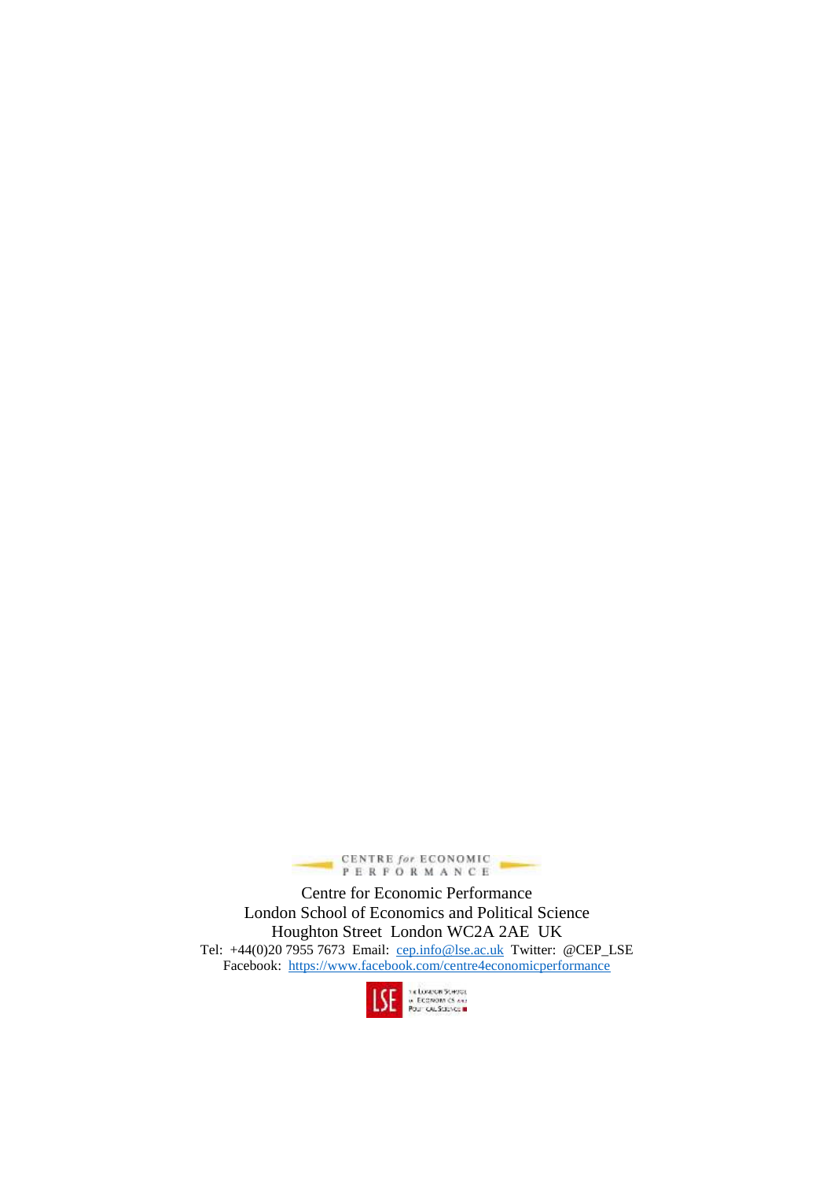CENTRE *for* ECONOMIC PERFORMANCE

Centre for Economic Performance
London School of Economics and Political Science
Houghton Street London WC2A 2AE UK
Tel: +44(0)20 7955 7673 Email: cep.info@lse.ac.uk Twitter: @CEP_LSE
Facebook: https://www.facebook.com/centre4economicperformance